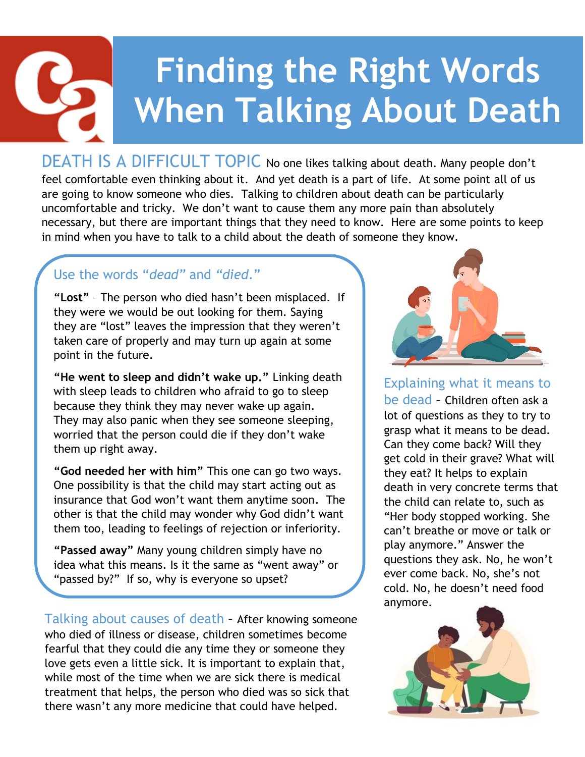# Finding the Right Words When Talking About Death

**DEATH IS A DIFFICULT TOPIC** No one likes talking about death. Many people don't feel comfortable even thinking about it. And yet death is a part of life. At some point all of us are going to know someone who dies. Talking to children about death can be particularly uncomfortable and tricky. We don't want to cause them any more pain than absolutely necessary, but there are important things that they need to know. Here are some points to keep in mind when you have to talk to a child about the death of someone they know.

## Use the words *"dead"* and *"died."*

**"Lost"** – The person who died hasn't been misplaced. If they were we would be out looking for them. Saying they are "lost" leaves the impression that they weren't taken care of properly and may turn up again at some point in the future.

**"He went to sleep and didn't wake up."** Linking death with sleep leads to children who afraid to go to sleep because they think they may never wake up again. They may also panic when they see someone sleeping, worried that the person could die if they don't wake them up right away.

**"God needed her with him"** This one can go two ways. One possibility is that the child may start acting out as insurance that God won't want them anytime soon. The other is that the child may wonder why God didn't want them too, leading to feelings of rejection or inferiority.

**"Passed away"** Many young children simply have no idea what this means. Is it the same as "went away" or "passed by?" If so, why is everyone so upset?

**Talking about causes of death** – After knowing someone who died of illness or disease, children sometimes become fearful that they could die any time they or someone they love gets even a little sick. It is important to explain that, while most of the time when we are sick there is medical treatment that helps, the person who died was so sick that there wasn't any more medicine that could have helped.

**Explaining what it means to be dead** – Children often ask a lot of questions as they to try to grasp what it means to be dead. Can they come back? Will they get cold in their grave? What will they eat? It helps to explain death in very concrete terms that the child can relate to, such as "Her body stopped working. She can't breathe or move or talk or play anymore." Answer the questions they ask. No, he won't ever come back. No, she's not cold. No, he doesn't need food anymore.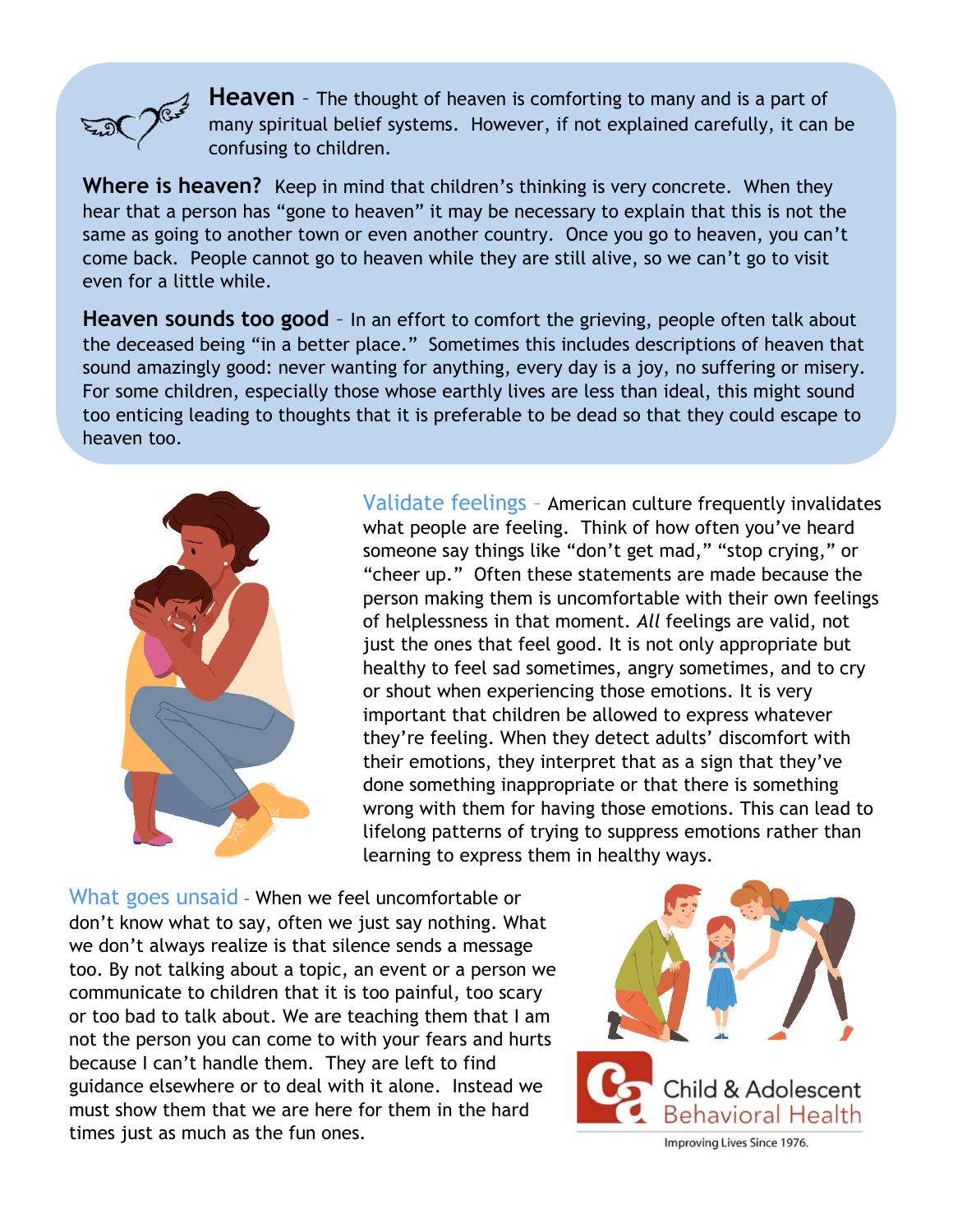**Heaven** – The thought of heaven is comforting to many and is a part of many spiritual belief systems. However, if not explained carefully, it can be confusing to children.

**Where is heaven?** Keep in mind that children's thinking is very concrete. When they hear that a person has "gone to heaven" it may be necessary to explain that this is not the same as going to another town or even another country. Once you go to heaven, you can't come back. People cannot go to heaven while they are still alive, so we can't go to visit even for a little while.

**Heaven sounds too good** – In an effort to comfort the grieving, people often talk about the deceased being "in a better place." Sometimes this includes descriptions of heaven that sound amazingly good: never wanting for anything, every day is a joy, no suffering or misery. For some children, especially those whose earthly lives are less than ideal, this might sound too enticing leading to thoughts that it is preferable to be dead so that they could escape to heaven too.

Validate feelings – American culture frequently invalidates what people are feeling. Think of how often you've heard someone say things like "don't get mad," "stop crying," or "cheer up." Often these statements are made because the person making them is uncomfortable with their own feelings of helplessness in that moment. *All* feelings are valid, not just the ones that feel good. It is not only appropriate but healthy to feel sad sometimes, angry sometimes, and to cry or shout when experiencing those emotions. It is very important that children be allowed to express whatever they're feeling. When they detect adults' discomfort with their emotions, they interpret that as a sign that they've done something inappropriate or that there is something wrong with them for having those emotions. This can lead to lifelong patterns of trying to suppress emotions rather than learning to express them in healthy ways.

What goes unsaid – When we feel uncomfortable or don't know what to say, often we just say nothing. What we don't always realize is that silence sends a message too. By not talking about a topic, an event or a person we communicate to children that it is too painful, too scary or too bad to talk about. We are teaching them that I am not the person you can come to with your fears and hurts because I can't handle them. They are left to find guidance elsewhere or to deal with it alone. Instead we must show them that we are here for them in the hard times just as much as the fun ones.

Child & Adolescent Behavioral Health

Improving Lives Since 1976.